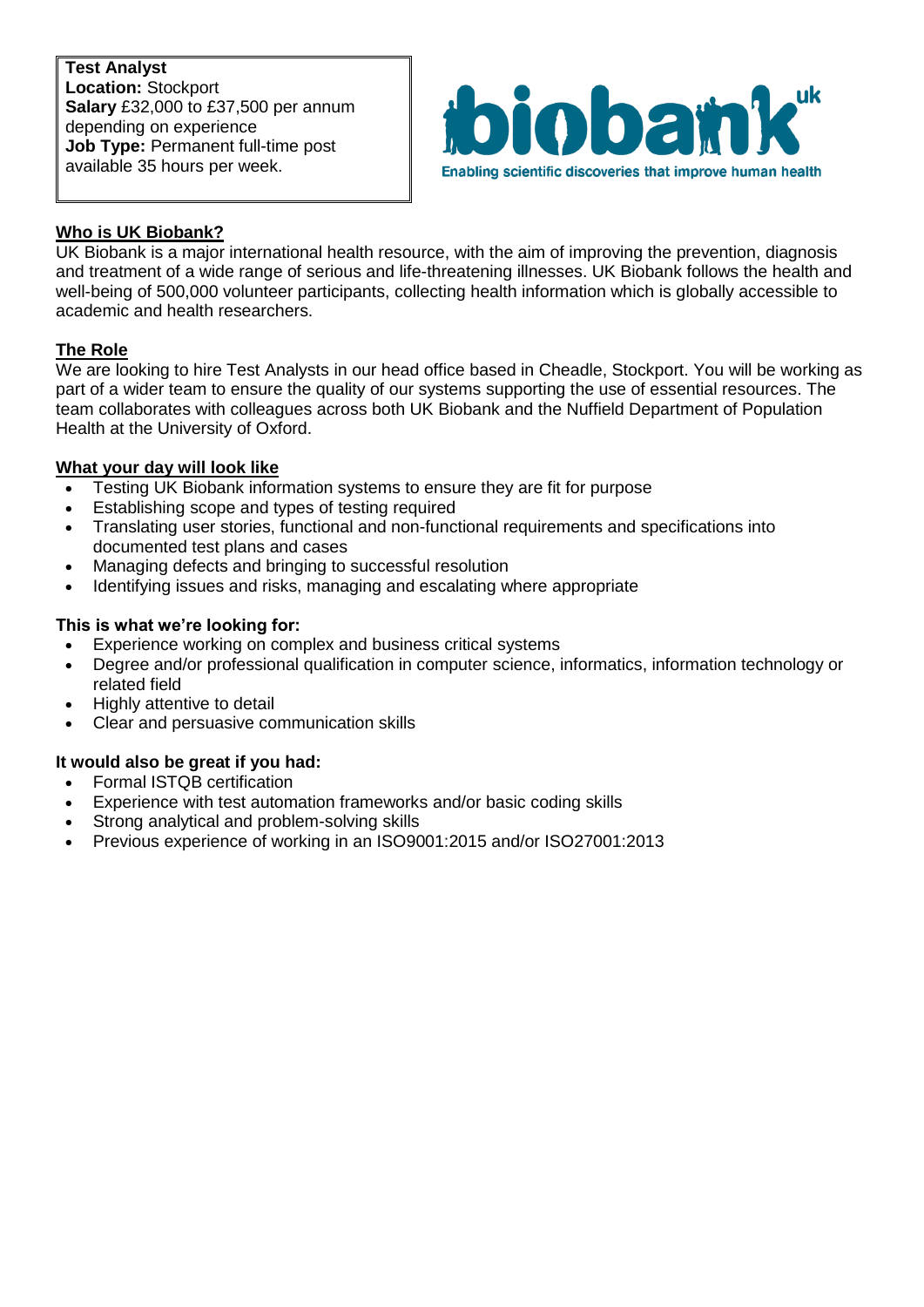**Test Analyst**
**Location:** Stockport
**Salary** £32,000 to £37,500 per annum depending on experience
**Job Type:** Permanent full-time post available 35 hours per week.

biobank uk
Enabling scientific discoveries that improve human health

## Who is UK Biobank?

UK Biobank is a major international health resource, with the aim of improving the prevention, diagnosis and treatment of a wide range of serious and life-threatening illnesses. UK Biobank follows the health and well-being of 500,000 volunteer participants, collecting health information which is globally accessible to academic and health researchers.

## The Role

We are looking to hire Test Analysts in our head office based in Cheadle, Stockport. You will be working as part of a wider team to ensure the quality of our systems supporting the use of essential resources. The team collaborates with colleagues across both UK Biobank and the Nuffield Department of Population Health at the University of Oxford.

## What your day will look like

- Testing UK Biobank information systems to ensure they are fit for purpose
- Establishing scope and types of testing required
- Translating user stories, functional and non-functional requirements and specifications into documented test plans and cases
- Managing defects and bringing to successful resolution
- Identifying issues and risks, managing and escalating where appropriate

## This is what we're looking for:

- Experience working on complex and business critical systems
- Degree and/or professional qualification in computer science, informatics, information technology or related field
- Highly attentive to detail
- Clear and persuasive communication skills

## It would also be great if you had:

- Formal ISTQB certification
- Experience with test automation frameworks and/or basic coding skills
- Strong analytical and problem-solving skills
- Previous experience of working in an ISO9001:2015 and/or ISO27001:2013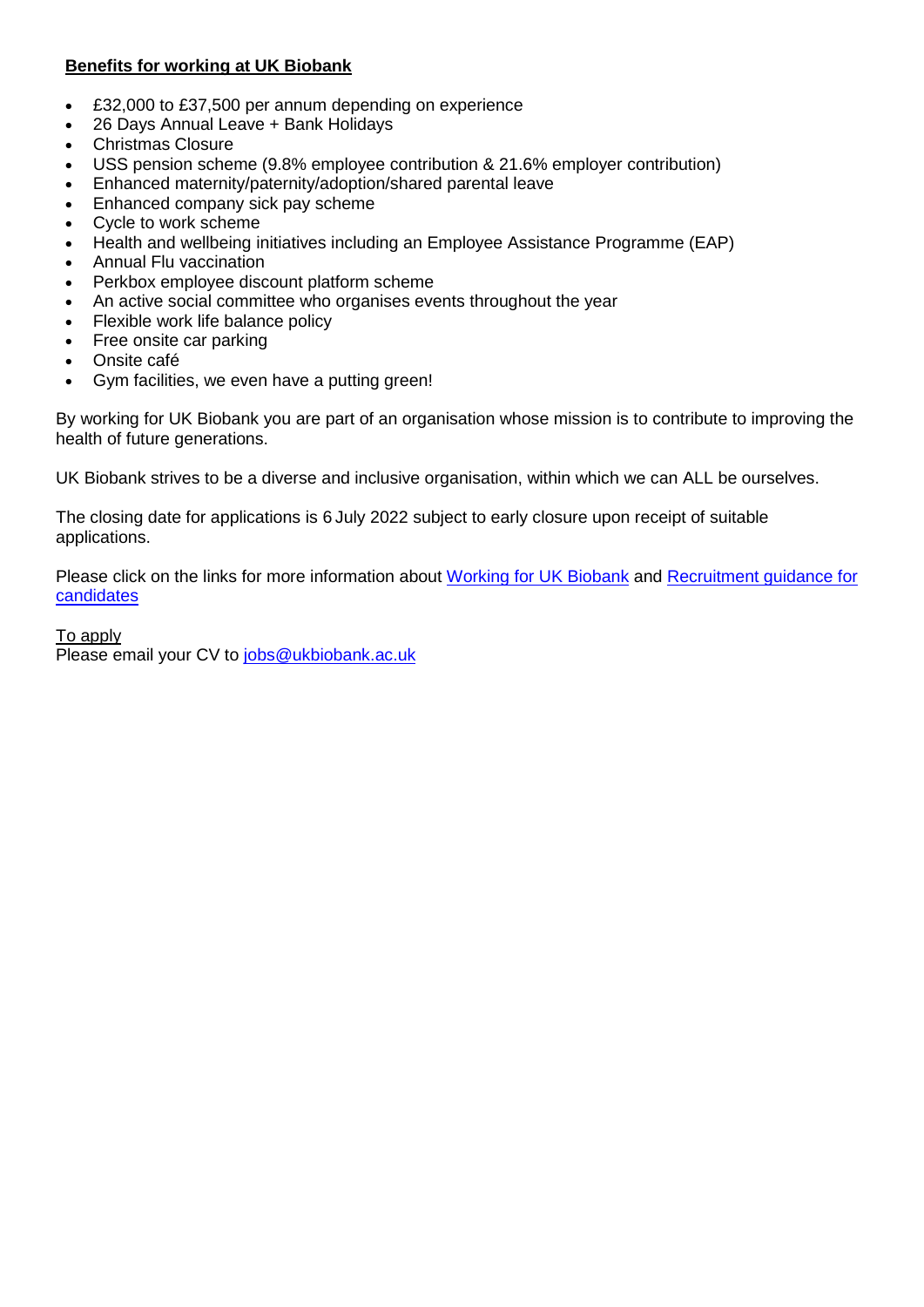**Benefits for working at UK Biobank**

- £32,000 to £37,500 per annum depending on experience
- 26 Days Annual Leave + Bank Holidays
- Christmas Closure
- USS pension scheme (9.8% employee contribution & 21.6% employer contribution)
- Enhanced maternity/paternity/adoption/shared parental leave
- Enhanced company sick pay scheme
- Cycle to work scheme
- Health and wellbeing initiatives including an Employee Assistance Programme (EAP)
- Annual Flu vaccination
- Perkbox employee discount platform scheme
- An active social committee who organises events throughout the year
- Flexible work life balance policy
- Free onsite car parking
- Onsite café
- Gym facilities, we even have a putting green!

By working for UK Biobank you are part of an organisation whose mission is to contribute to improving the health of future generations.

UK Biobank strives to be a diverse and inclusive organisation, within which we can ALL be ourselves.

The closing date for applications is 6 July 2022 subject to early closure upon receipt of suitable applications.

Please click on the links for more information about Working for UK Biobank and Recruitment guidance for candidates

To apply
Please email your CV to jobs@ukbiobank.ac.uk